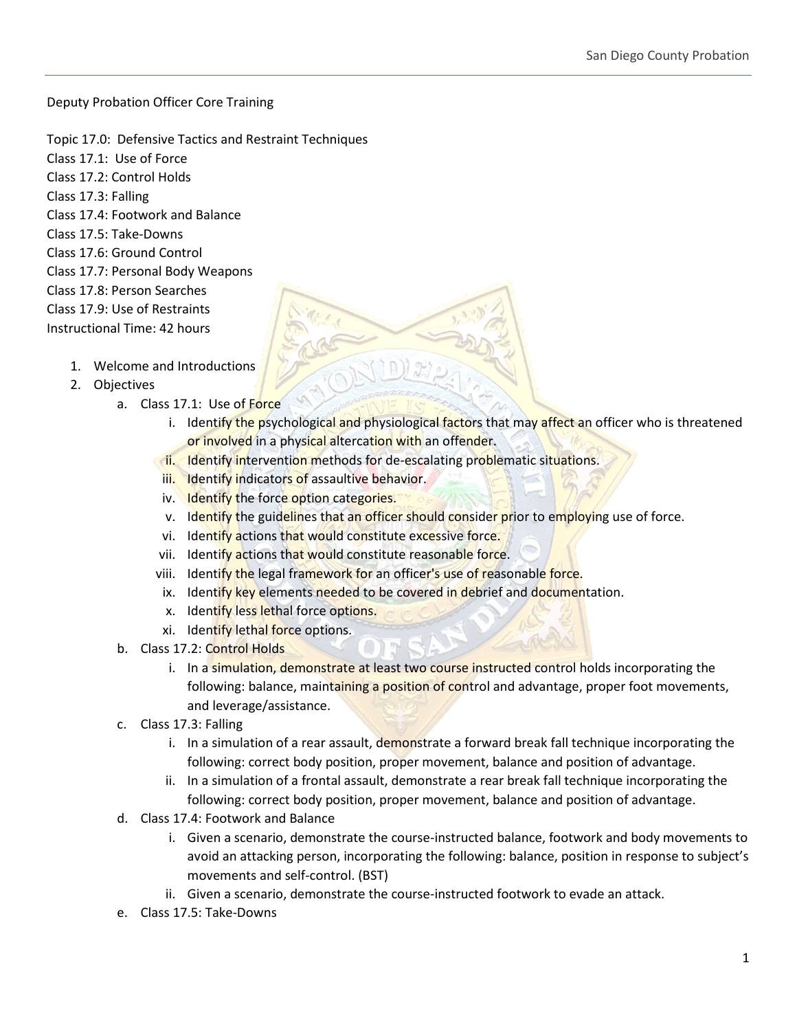Deputy Probation Officer Core Training

Topic 17.0: Defensive Tactics and Restraint Techniques
Class 17.1: Use of Force
Class 17.2: Control Holds
Class 17.3: Falling
Class 17.4: Footwork and Balance
Class 17.5: Take-Downs
Class 17.6: Ground Control
Class 17.7: Personal Body Weapons
Class 17.8: Person Searches
Class 17.9: Use of Restraints
Instructional Time: 42 hours

1. Welcome and Introductions
2. Objectives
    a. Class 17.1: Use of Force
        i. Identify the psychological and physiological factors that may affect an officer who is threatened or involved in a physical altercation with an offender.
        ii. Identify intervention methods for de-escalating problematic situations.
        iii. Identify indicators of assaultive behavior.
        iv. Identify the force option categories.
        v. Identify the guidelines that an officer should consider prior to employing use of force.
        vi. Identify actions that would constitute excessive force.
        vii. Identify actions that would constitute reasonable force.
        viii. Identify the legal framework for an officer's use of reasonable force.
        ix. Identify key elements needed to be covered in debrief and documentation.
        x. Identify less lethal force options.
        xi. Identify lethal force options.
    b. Class 17.2: Control Holds
        i. In a simulation, demonstrate at least two course instructed control holds incorporating the following: balance, maintaining a position of control and advantage, proper foot movements, and leverage/assistance.
    c. Class 17.3: Falling
        i. In a simulation of a rear assault, demonstrate a forward break fall technique incorporating the following: correct body position, proper movement, balance and position of advantage.
        ii. In a simulation of a frontal assault, demonstrate a rear break fall technique incorporating the following: correct body position, proper movement, balance and position of advantage.
    d. Class 17.4: Footwork and Balance
        i. Given a scenario, demonstrate the course-instructed balance, footwork and body movements to avoid an attacking person, incorporating the following: balance, position in response to subject's movements and self-control. (BST)
        ii. Given a scenario, demonstrate the course-instructed footwork to evade an attack.
    e. Class 17.5: Take-Downs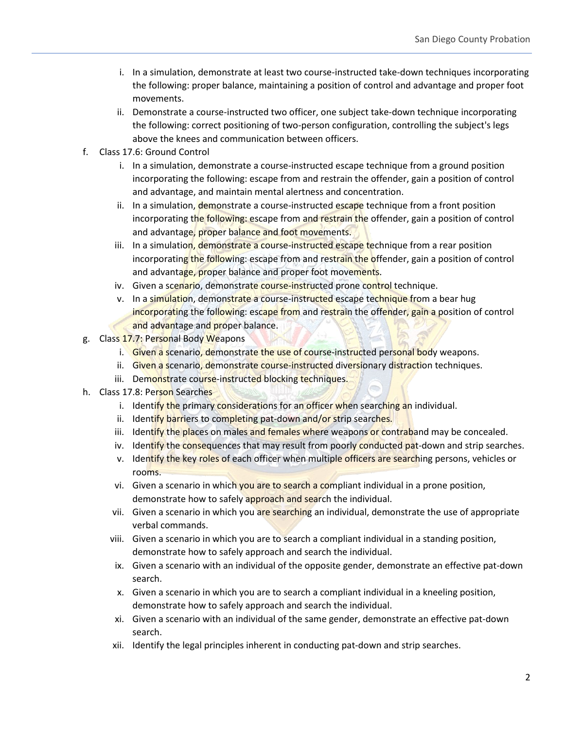i. In a simulation, demonstrate at least two course-instructed take-down techniques incorporating the following: proper balance, maintaining a position of control and advantage and proper foot movements.
   ii. Demonstrate a course-instructed two officer, one subject take-down technique incorporating the following: correct positioning of two-person configuration, controlling the subject's legs above the knees and communication between officers.

f. Class 17.6: Ground Control
   i. In a simulation, demonstrate a course-instructed escape technique from a ground position incorporating the following: escape from and restrain the offender, gain a position of control and advantage, and maintain mental alertness and concentration.
   ii. In a simulation, demonstrate a course-instructed escape technique from a front position incorporating the following: escape from and restrain the offender, gain a position of control and advantage, proper balance and foot movements.
   iii. In a simulation, demonstrate a course-instructed escape technique from a rear position incorporating the following: escape from and restrain the offender, gain a position of control and advantage, proper balance and proper foot movements.
   iv. Given a scenario, demonstrate course-instructed prone control technique.
   v. In a simulation, demonstrate a course-instructed escape technique from a bear hug incorporating the following: escape from and restrain the offender, gain a position of control and advantage and proper balance.

g. Class 17.7: Personal Body Weapons
   i. Given a scenario, demonstrate the use of course-instructed personal body weapons.
   ii. Given a scenario, demonstrate course-instructed diversionary distraction techniques.
   iii. Demonstrate course-instructed blocking techniques.

h. Class 17.8: Person Searches
   i. Identify the primary considerations for an officer when searching an individual.
   ii. Identify barriers to completing pat-down and/or strip searches.
   iii. Identify the places on males and females where weapons or contraband may be concealed.
   iv. Identify the consequences that may result from poorly conducted pat-down and strip searches.
   v. Identify the key roles of each officer when multiple officers are searching persons, vehicles or rooms.
   vi. Given a scenario in which you are to search a compliant individual in a prone position, demonstrate how to safely approach and search the individual.
   vii. Given a scenario in which you are searching an individual, demonstrate the use of appropriate verbal commands.
   viii. Given a scenario in which you are to search a compliant individual in a standing position, demonstrate how to safely approach and search the individual.
   ix. Given a scenario with an individual of the opposite gender, demonstrate an effective pat-down search.
   x. Given a scenario in which you are to search a compliant individual in a kneeling position, demonstrate how to safely approach and search the individual.
   xi. Given a scenario with an individual of the same gender, demonstrate an effective pat-down search.
   xii. Identify the legal principles inherent in conducting pat-down and strip searches.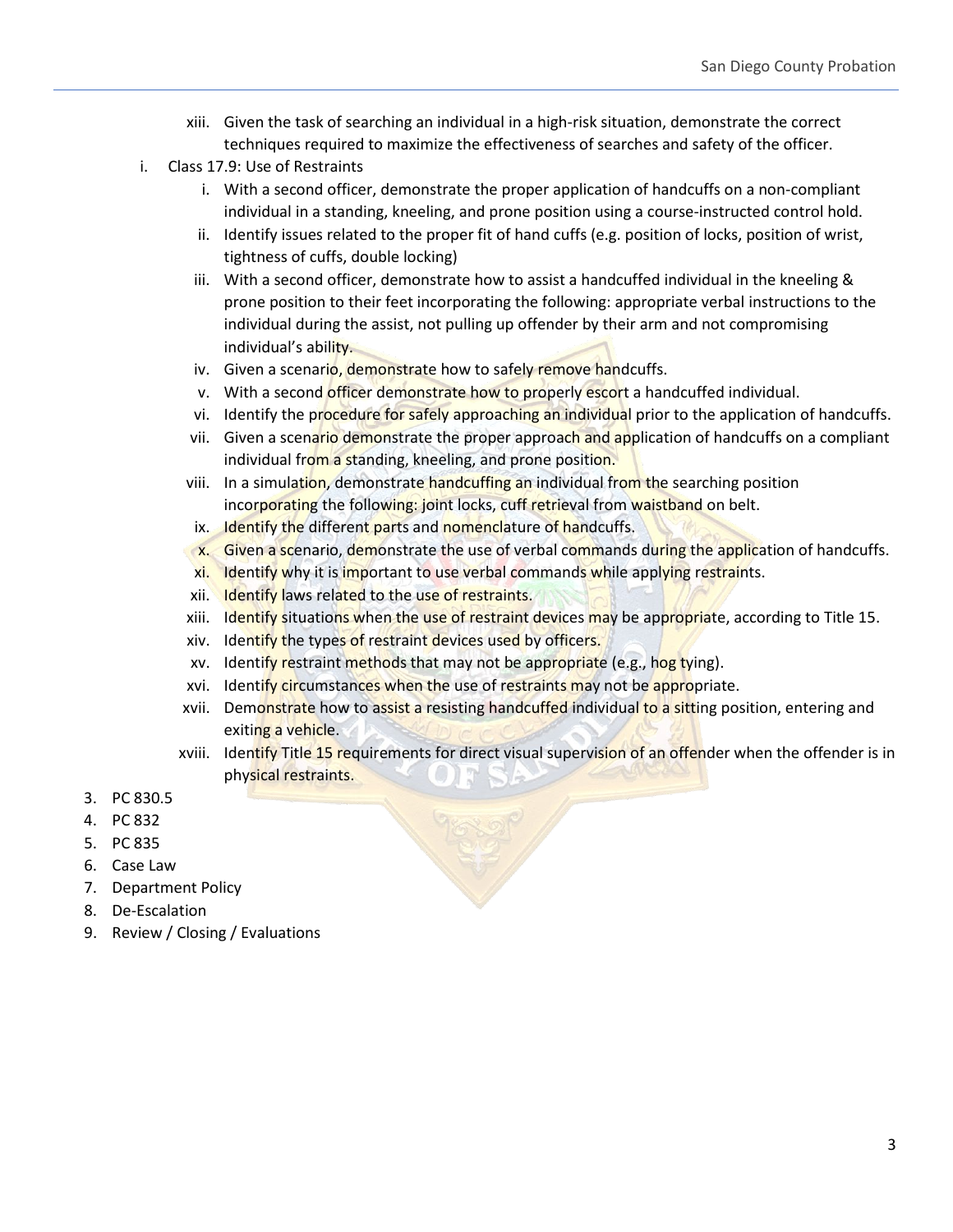xiii. Given the task of searching an individual in a high-risk situation, demonstrate the correct techniques required to maximize the effectiveness of searches and safety of the officer.

i. Class 17.9: Use of Restraints
   i. With a second officer, demonstrate the proper application of handcuffs on a non-compliant individual in a standing, kneeling, and prone position using a course-instructed control hold.
   ii. Identify issues related to the proper fit of hand cuffs (e.g. position of locks, position of wrist, tightness of cuffs, double locking)
   iii. With a second officer, demonstrate how to assist a handcuffed individual in the kneeling & prone position to their feet incorporating the following: appropriate verbal instructions to the individual during the assist, not pulling up offender by their arm and not compromising individual's ability.
   iv. Given a scenario, demonstrate how to safely remove handcuffs.
   v. With a second officer demonstrate how to properly escort a handcuffed individual.
   vi. Identify the procedure for safely approaching an individual prior to the application of handcuffs.
   vii. Given a scenario demonstrate the proper approach and application of handcuffs on a compliant individual from a standing, kneeling, and prone position.
   viii. In a simulation, demonstrate handcuffing an individual from the searching position incorporating the following: joint locks, cuff retrieval from waistband on belt.
   ix. Identify the different parts and nomenclature of handcuffs.
   x. Given a scenario, demonstrate the use of verbal commands during the application of handcuffs.
   xi. Identify why it is important to use verbal commands while applying restraints.
   xii. Identify laws related to the use of restraints.
   xiii. Identify situations when the use of restraint devices may be appropriate, according to Title 15.
   xiv. Identify the types of restraint devices used by officers.
   xv. Identify restraint methods that may not be appropriate (e.g., hog tying).
   xvi. Identify circumstances when the use of restraints may not be appropriate.
   xvii. Demonstrate how to assist a resisting handcuffed individual to a sitting position, entering and exiting a vehicle.
   xviii. Identify Title 15 requirements for direct visual supervision of an offender when the offender is in physical restraints.

3. PC 830.5
4. PC 832
5. PC 835
6. Case Law
7. Department Policy
8. De-Escalation
9. Review / Closing / Evaluations